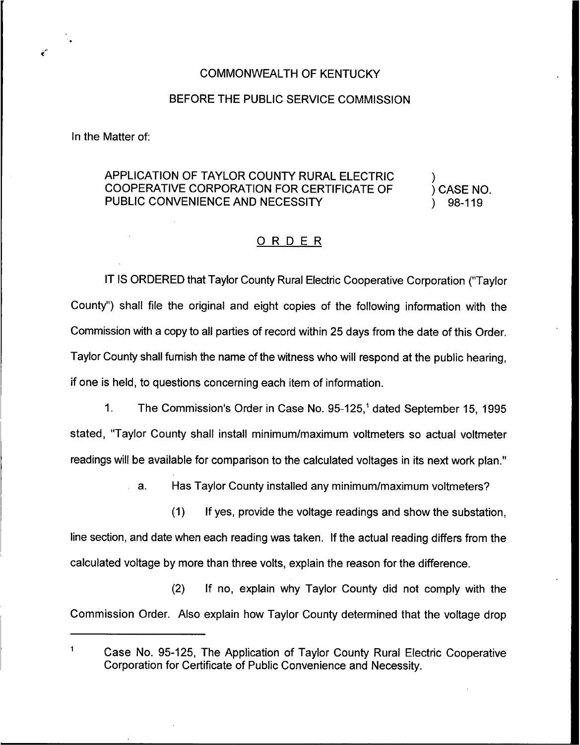COMMONWEALTH OF KENTUCKY

BEFORE THE PUBLIC SERVICE COMMISSION

In the Matter of:

| | |
|---|---|
| APPLICATION OF TAYLOR COUNTY RURAL ELECTRIC COOPERATIVE CORPORATION FOR CERTIFICATE OF PUBLIC CONVENIENCE AND NECESSITY | ) CASE NO. 98-119 |

## ORDER

IT IS ORDERED that Taylor County Rural Electric Cooperative Corporation ("Taylor County") shall file the original and eight copies of the following information with the Commission with a copy to all parties of record within 25 days from the date of this Order. Taylor County shall furnish the name of the witness who will respond at the public hearing, if one is held, to questions concerning each item of information.

1. The Commission's Order in Case No. 95-125,[1] dated September 15, 1995 stated, "Taylor County shall install minimum/maximum voltmeters so actual voltmeter readings will be available for comparison to the calculated voltages in its next work plan."

   a. Has Taylor County installed any minimum/maximum voltmeters?

      (1) If yes, provide the voltage readings and show the substation, line section, and date when each reading was taken. If the actual reading differs from the calculated voltage by more than three volts, explain the reason for the difference.

      (2) If no, explain why Taylor County did not comply with the Commission Order. Also explain how Taylor County determined that the voltage drop

---

[1] Case No. 95-125, The Application of Taylor County Rural Electric Cooperative Corporation for Certificate of Public Convenience and Necessity.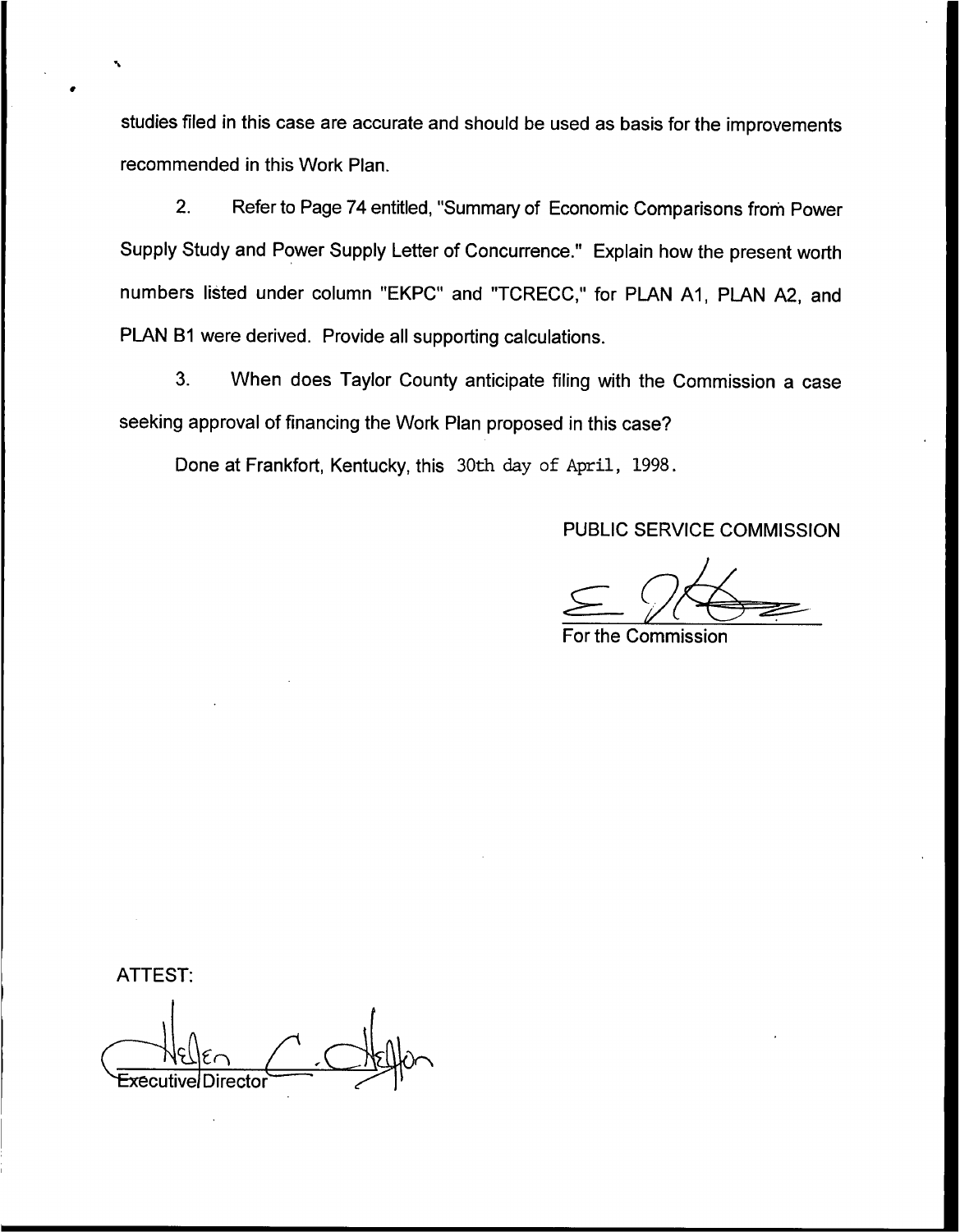studies filed in this case are accurate and should be used as basis for the improvements recommended in this Work Plan.

2. Refer to Page 74 entitled, "Summary of Economic Comparisons from Power Supply Study and Power Supply Letter of Concurrence." Explain how the present worth numbers listed under column "EKPC" and "TCRECC," for PLAN A1, PLAN A2, and PLAN B1 were derived. Provide all supporting calculations.

3. When does Taylor County anticipate filing with the Commission a case seeking approval of financing the Work Plan proposed in this case?

Done at Frankfort, Kentucky, this 30th day of April, 1998.

PUBLIC SERVICE COMMISSION

For the Commission

ATTEST:

Executive Director